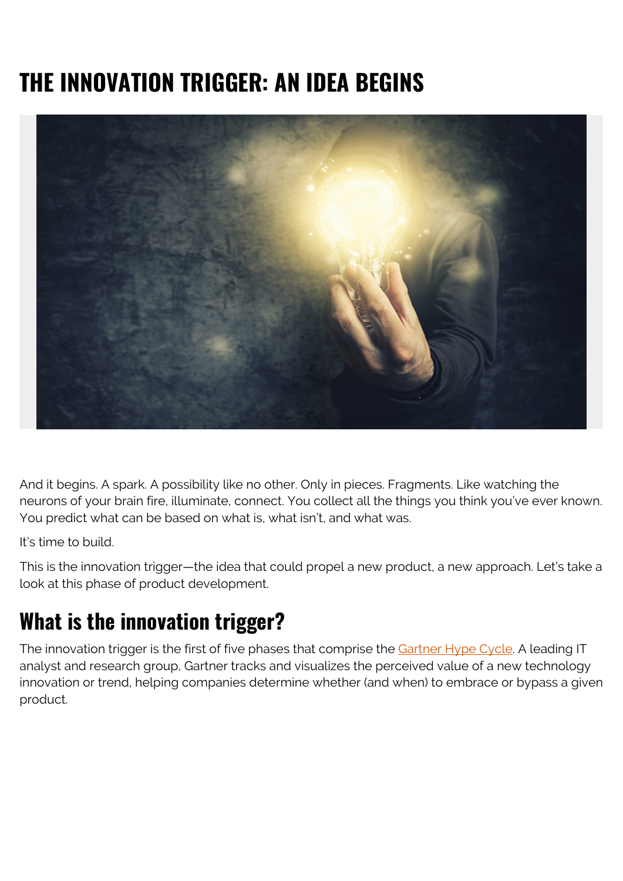# THE INNOVATION TRIGGER: AN IDEA BEGINS

And it begins. A spark. A possibility like no other. Only in pieces. Fragments. Like watching the neurons of your brain fire, illuminate, connect. You collect all the things you think you've ever known. You predict what can be based on what is, what isn't, and what was.

It's time to build.

This is the innovation trigger—the idea that could propel a new product, a new approach. Let's take a look at this phase of product development.

## What is the innovation trigger?

The innovation trigger is the first of five phases that comprise the Gartner Hype Cycle. A leading IT analyst and research group, Gartner tracks and visualizes the perceived value of a new technology innovation or trend, helping companies determine whether (and when) to embrace or bypass a given product.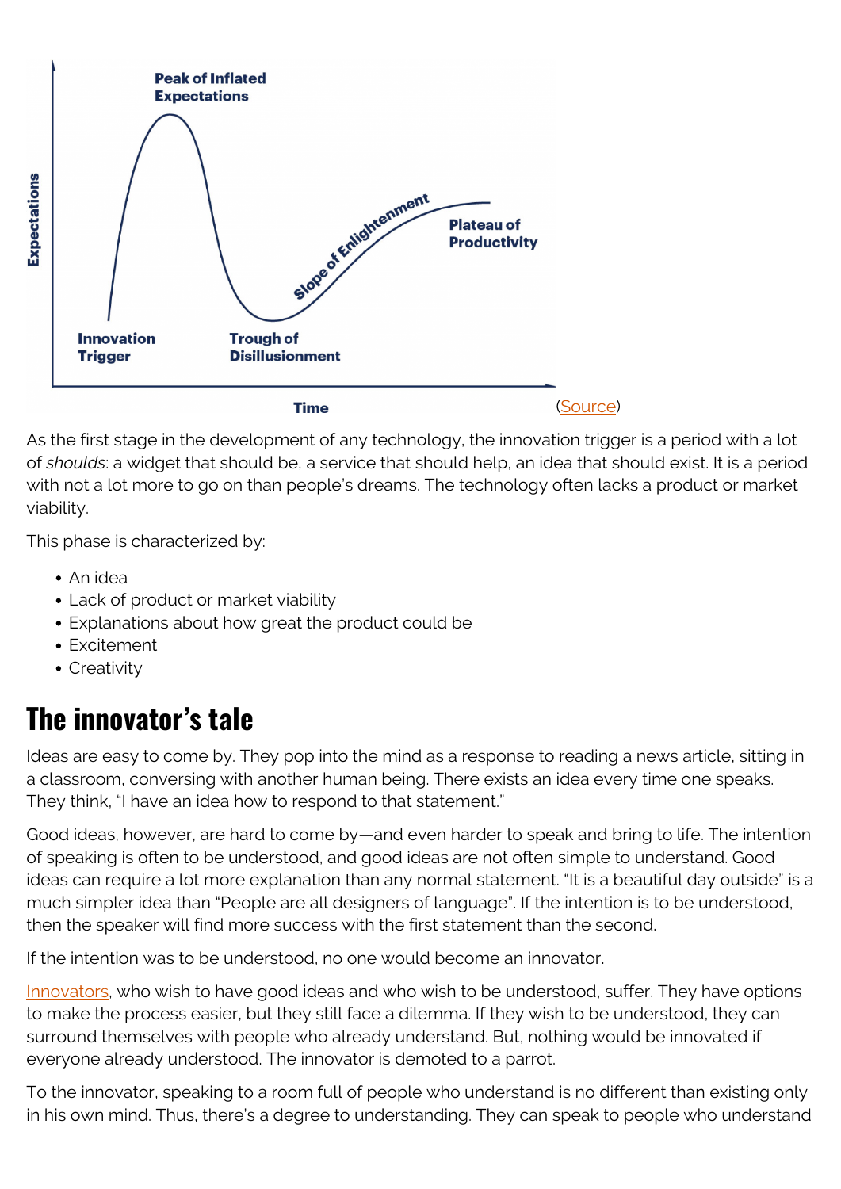(Source)

As the first stage in the development of any technology, the innovation trigger is a period with a lot of *shoulds*: a widget that should be, a service that should help, an idea that should exist. It is a period with not a lot more to go on than people's dreams. The technology often lacks a product or market viability.

This phase is characterized by:

- An idea
- Lack of product or market viability
- Explanations about how great the product could be
- Excitement
- Creativity

## The innovator's tale

Ideas are easy to come by. They pop into the mind as a response to reading a news article, sitting in a classroom, conversing with another human being. There exists an idea every time one speaks. They think, "I have an idea how to respond to that statement."

Good ideas, however, are hard to come by—and even harder to speak and bring to life. The intention of speaking is often to be understood, and good ideas are not often simple to understand. Good ideas can require a lot more explanation than any normal statement. "It is a beautiful day outside" is a much simpler idea than "People are all designers of language". If the intention is to be understood, then the speaker will find more success with the first statement than the second.

If the intention was to be understood, no one would become an innovator.

Innovators, who wish to have good ideas and who wish to be understood, suffer. They have options to make the process easier, but they still face a dilemma. If they wish to be understood, they can surround themselves with people who already understand. But, nothing would be innovated if everyone already understood. The innovator is demoted to a parrot.

To the innovator, speaking to a room full of people who understand is no different than existing only in his own mind. Thus, there's a degree to understanding. They can speak to people who understand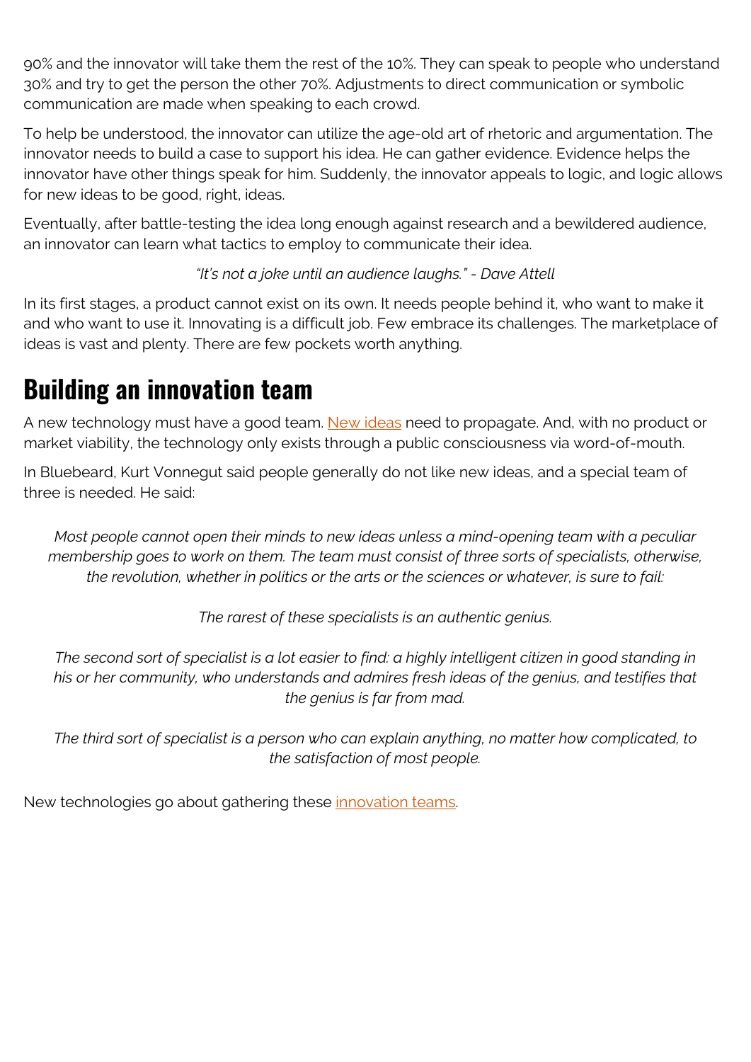90% and the innovator will take them the rest of the 10%. They can speak to people who understand 30% and try to get the person the other 70%. Adjustments to direct communication or symbolic communication are made when speaking to each crowd.

To help be understood, the innovator can utilize the age-old art of rhetoric and argumentation. The innovator needs to build a case to support his idea. He can gather evidence. Evidence helps the innovator have other things speak for him. Suddenly, the innovator appeals to logic, and logic allows for new ideas to be good, right, ideas.

Eventually, after battle-testing the idea long enough against research and a bewildered audience, an innovator can learn what tactics to employ to communicate their idea.

*"It's not a joke until an audience laughs." - Dave Attell*

In its first stages, a product cannot exist on its own. It needs people behind it, who want to make it and who want to use it. Innovating is a difficult job. Few embrace its challenges. The marketplace of ideas is vast and plenty. There are few pockets worth anything.

## Building an innovation team

A new technology must have a good team. New ideas need to propagate. And, with no product or market viability, the technology only exists through a public consciousness via word-of-mouth.

In Bluebeard, Kurt Vonnegut said people generally do not like new ideas, and a special team of three is needed. He said:

> *Most people cannot open their minds to new ideas unless a mind-opening team with a peculiar membership goes to work on them. The team must consist of three sorts of specialists, otherwise, the revolution, whether in politics or the arts or the sciences or whatever, is sure to fail:*
>
> *The rarest of these specialists is an authentic genius.*
>
> *The second sort of specialist is a lot easier to find: a highly intelligent citizen in good standing in his or her community, who understands and admires fresh ideas of the genius, and testifies that the genius is far from mad.*
>
> *The third sort of specialist is a person who can explain anything, no matter how complicated, to the satisfaction of most people.*

New technologies go about gathering these innovation teams.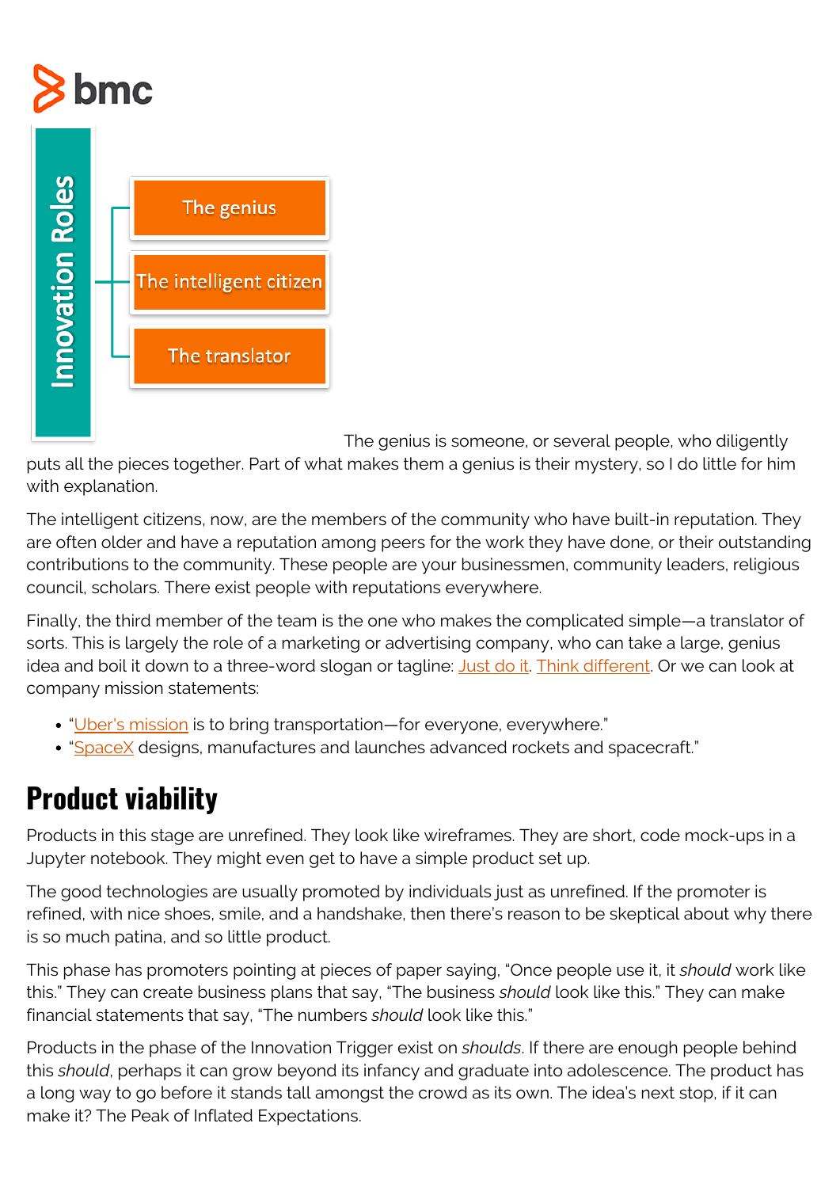The genius is someone, or several people, who diligently puts all the pieces together. Part of what makes them a genius is their mystery, so I do little for him with explanation.

The intelligent citizens, now, are the members of the community who have built-in reputation. They are often older and have a reputation among peers for the work they have done, or their outstanding contributions to the community. These people are your businessmen, community leaders, religious council, scholars. There exist people with reputations everywhere.

Finally, the third member of the team is the one who makes the complicated simple—a translator of sorts. This is largely the role of a marketing or advertising company, who can take a large, genius idea and boil it down to a three-word slogan or tagline: Just do it. Think different. Or we can look at company mission statements:

- "Uber's mission is to bring transportation—for everyone, everywhere."
- "SpaceX designs, manufactures and launches advanced rockets and spacecraft."

## Product viability

Products in this stage are unrefined. They look like wireframes. They are short, code mock-ups in a Jupyter notebook. They might even get to have a simple product set up.

The good technologies are usually promoted by individuals just as unrefined. If the promoter is refined, with nice shoes, smile, and a handshake, then there's reason to be skeptical about why there is so much patina, and so little product.

This phase has promoters pointing at pieces of paper saying, "Once people use it, it *should* work like this." They can create business plans that say, "The business *should* look like this." They can make financial statements that say, "The numbers *should* look like this."

Products in the phase of the Innovation Trigger exist on *shoulds*. If there are enough people behind this *should*, perhaps it can grow beyond its infancy and graduate into adolescence. The product has a long way to go before it stands tall amongst the crowd as its own. The idea's next stop, if it can make it? The Peak of Inflated Expectations.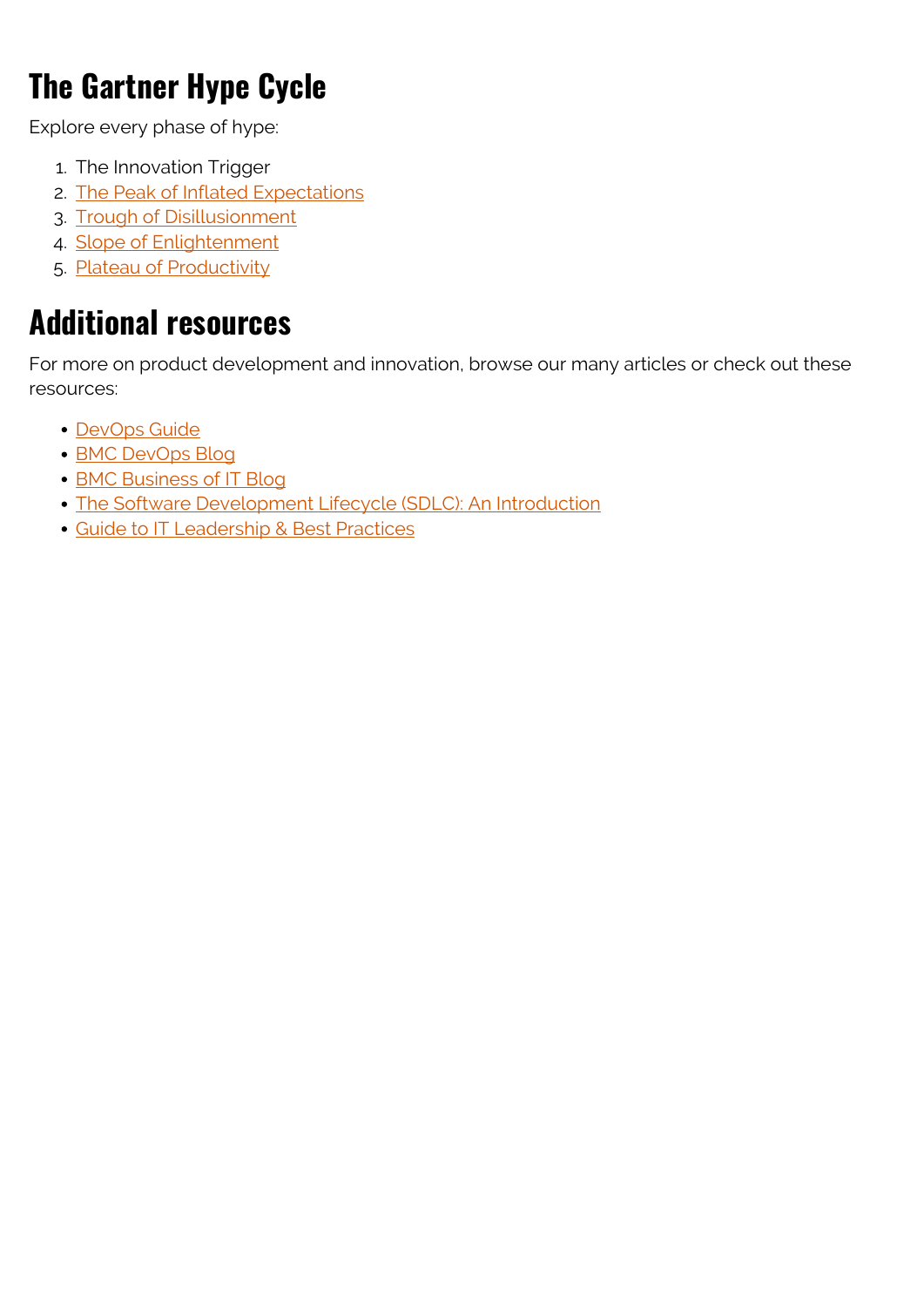## The Gartner Hype Cycle

Explore every phase of hype:

1. The Innovation Trigger
2. The Peak of Inflated Expectations
3. Trough of Disillusionment
4. Slope of Enlightenment
5. Plateau of Productivity

## Additional resources

For more on product development and innovation, browse our many articles or check out these resources:

- DevOps Guide
- BMC DevOps Blog
- BMC Business of IT Blog
- The Software Development Lifecycle (SDLC): An Introduction
- Guide to IT Leadership & Best Practices